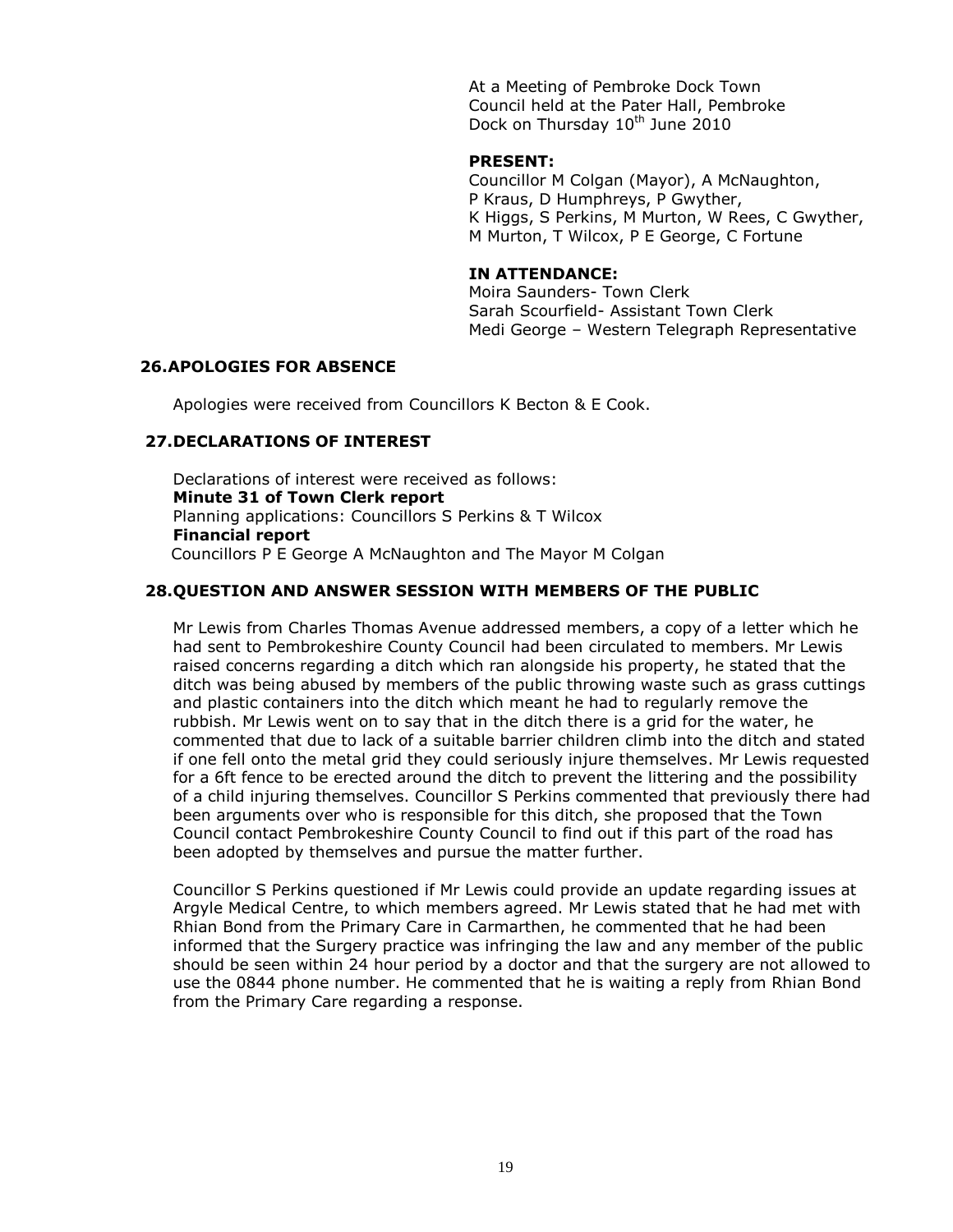At a Meeting of Pembroke Dock Town Council held at the Pater Hall, Pembroke Dock on Thursday 10th June 2010

**PRESENT:**

Councillor M Colgan (Mayor), A McNaughton, P Kraus, D Humphreys, P Gwyther, K Higgs, S Perkins, M Murton, W Rees, C Gwyther, M Murton, T Wilcox, P E George, C Fortune

**IN ATTENDANCE:**

Moira Saunders- Town Clerk
Sarah Scourfield- Assistant Town Clerk
Medi George – Western Telegraph Representative

## 26. APOLOGIES FOR ABSENCE

Apologies were received from Councillors K Becton & E Cook.

## 27. DECLARATIONS OF INTEREST

Declarations of interest were received as follows:
**Minute 31 of Town Clerk report**
Planning applications: Councillors S Perkins & T Wilcox
**Financial report**
Councillors P E George A McNaughton and The Mayor M Colgan

## 28. QUESTION AND ANSWER SESSION WITH MEMBERS OF THE PUBLIC

Mr Lewis from Charles Thomas Avenue addressed members, a copy of a letter which he had sent to Pembrokeshire County Council had been circulated to members. Mr Lewis raised concerns regarding a ditch which ran alongside his property, he stated that the ditch was being abused by members of the public throwing waste such as grass cuttings and plastic containers into the ditch which meant he had to regularly remove the rubbish. Mr Lewis went on to say that in the ditch there is a grid for the water, he commented that due to lack of a suitable barrier children climb into the ditch and stated if one fell onto the metal grid they could seriously injure themselves. Mr Lewis requested for a 6ft fence to be erected around the ditch to prevent the littering and the possibility of a child injuring themselves. Councillor S Perkins commented that previously there had been arguments over who is responsible for this ditch, she proposed that the Town Council contact Pembrokeshire County Council to find out if this part of the road has been adopted by themselves and pursue the matter further.

Councillor S Perkins questioned if Mr Lewis could provide an update regarding issues at Argyle Medical Centre, to which members agreed. Mr Lewis stated that he had met with Rhian Bond from the Primary Care in Carmarthen, he commented that he had been informed that the Surgery practice was infringing the law and any member of the public should be seen within 24 hour period by a doctor and that the surgery are not allowed to use the 0844 phone number. He commented that he is waiting a reply from Rhian Bond from the Primary Care regarding a response.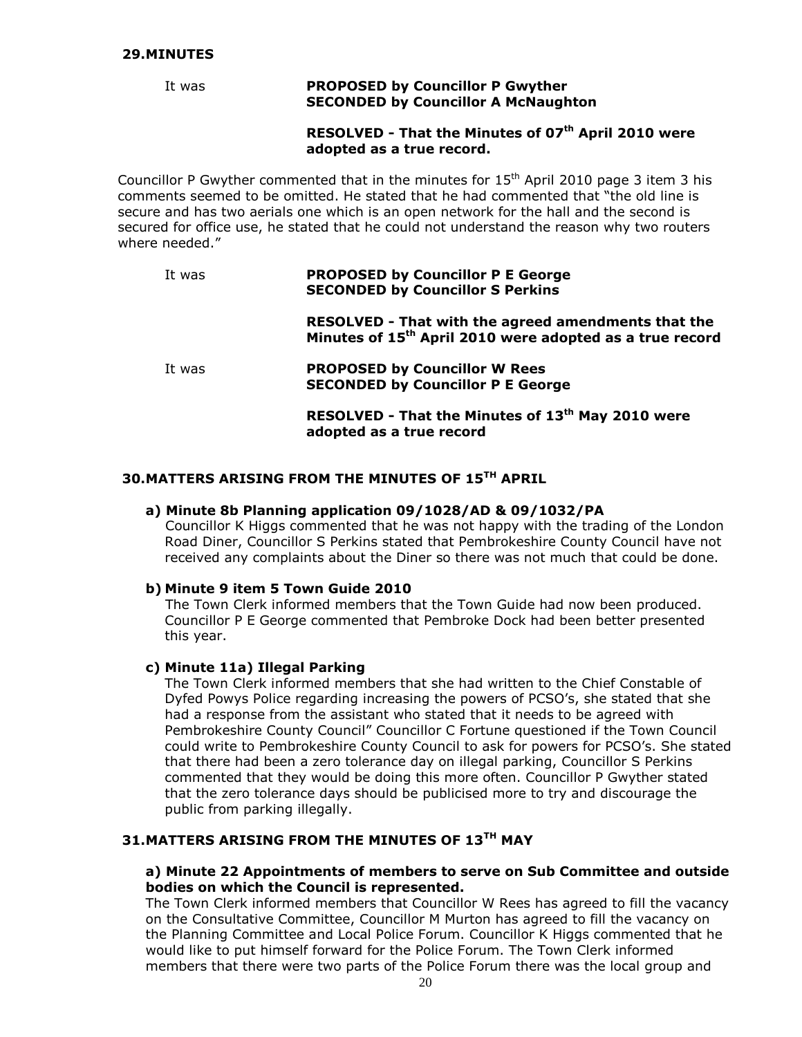## 29. MINUTES

It was **PROPOSED by Councillor P Gwyther**
**SECONDED by Councillor A McNaughton**

**RESOLVED - That the Minutes of 07th April 2010 were adopted as a true record.**

Councillor P Gwyther commented that in the minutes for 15th April 2010 page 3 item 3 his comments seemed to be omitted. He stated that he had commented that "the old line is secure and has two aerials one which is an open network for the hall and the second is secured for office use, he stated that he could not understand the reason why two routers where needed."

It was **PROPOSED by Councillor P E George**
**SECONDED by Councillor S Perkins**

**RESOLVED - That with the agreed amendments that the Minutes of 15th April 2010 were adopted as a true record**

It was **PROPOSED by Councillor W Rees**
**SECONDED by Councillor P E George**

**RESOLVED - That the Minutes of 13th May 2010 were adopted as a true record**

## 30. MATTERS ARISING FROM THE MINUTES OF 15TH APRIL

### a) Minute 8b Planning application 09/1028/AD & 09/1032/PA

Councillor K Higgs commented that he was not happy with the trading of the London Road Diner, Councillor S Perkins stated that Pembrokeshire County Council have not received any complaints about the Diner so there was not much that could be done.

### b) Minute 9 item 5 Town Guide 2010

The Town Clerk informed members that the Town Guide had now been produced. Councillor P E George commented that Pembroke Dock had been better presented this year.

### c) Minute 11a) Illegal Parking

The Town Clerk informed members that she had written to the Chief Constable of Dyfed Powys Police regarding increasing the powers of PCSO's, she stated that she had a response from the assistant who stated that it needs to be agreed with Pembrokeshire County Council" Councillor C Fortune questioned if the Town Council could write to Pembrokeshire County Council to ask for powers for PCSO's. She stated that there had been a zero tolerance day on illegal parking, Councillor S Perkins commented that they would be doing this more often. Councillor P Gwyther stated that the zero tolerance days should be publicised more to try and discourage the public from parking illegally.

## 31. MATTERS ARISING FROM THE MINUTES OF 13TH MAY

### a) Minute 22 Appointments of members to serve on Sub Committee and outside bodies on which the Council is represented.

The Town Clerk informed members that Councillor W Rees has agreed to fill the vacancy on the Consultative Committee, Councillor M Murton has agreed to fill the vacancy on the Planning Committee and Local Police Forum. Councillor K Higgs commented that he would like to put himself forward for the Police Forum. The Town Clerk informed members that there were two parts of the Police Forum there was the local group and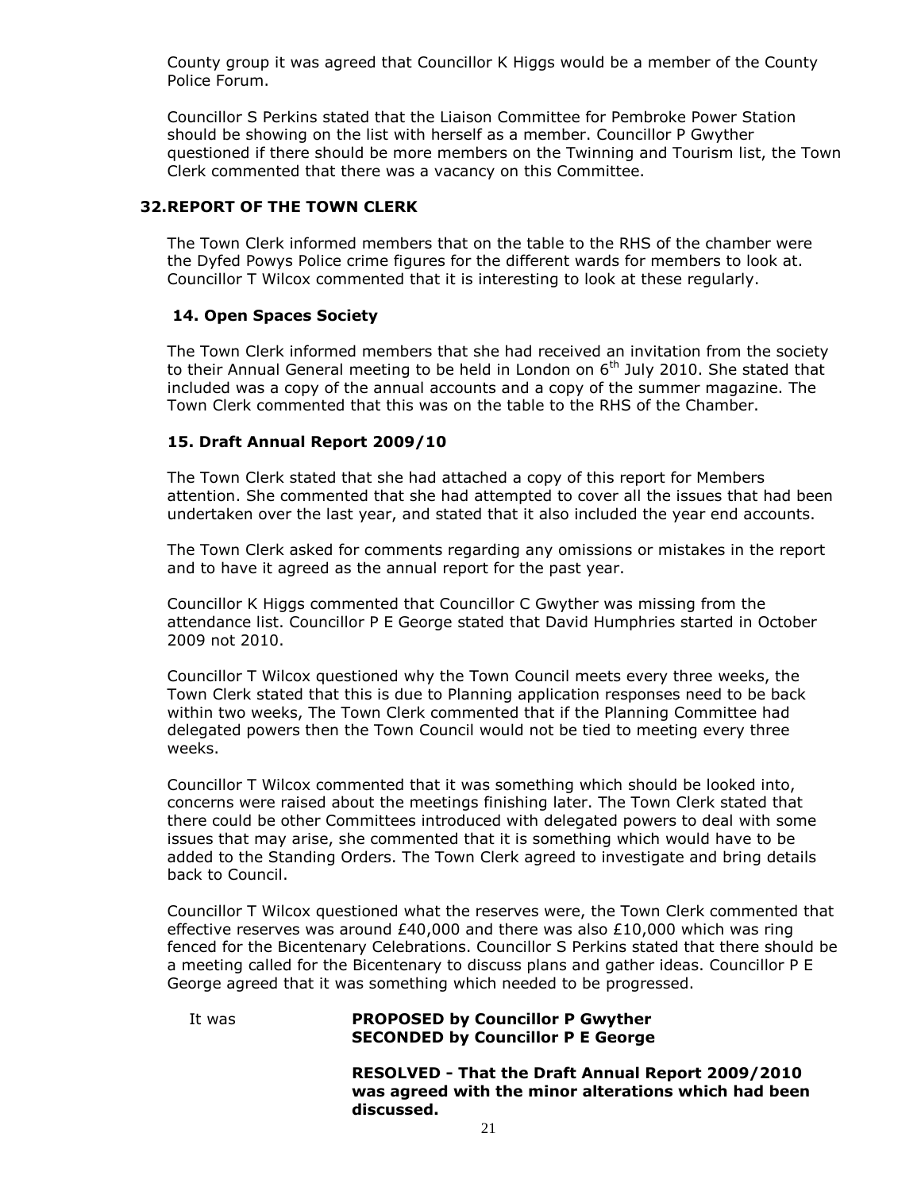County group it was agreed that Councillor K Higgs would be a member of the County Police Forum.

Councillor S Perkins stated that the Liaison Committee for Pembroke Power Station should be showing on the list with herself as a member. Councillor P Gwyther questioned if there should be more members on the Twinning and Tourism list, the Town Clerk commented that there was a vacancy on this Committee.

## 32. REPORT OF THE TOWN CLERK

The Town Clerk informed members that on the table to the RHS of the chamber were the Dyfed Powys Police crime figures for the different wards for members to look at. Councillor T Wilcox commented that it is interesting to look at these regularly.

### 14. Open Spaces Society

The Town Clerk informed members that she had received an invitation from the society to their Annual General meeting to be held in London on 6th July 2010. She stated that included was a copy of the annual accounts and a copy of the summer magazine. The Town Clerk commented that this was on the table to the RHS of the Chamber.

### 15. Draft Annual Report 2009/10

The Town Clerk stated that she had attached a copy of this report for Members attention. She commented that she had attempted to cover all the issues that had been undertaken over the last year, and stated that it also included the year end accounts.

The Town Clerk asked for comments regarding any omissions or mistakes in the report and to have it agreed as the annual report for the past year.

Councillor K Higgs commented that Councillor C Gwyther was missing from the attendance list. Councillor P E George stated that David Humphries started in October 2009 not 2010.

Councillor T Wilcox questioned why the Town Council meets every three weeks, the Town Clerk stated that this is due to Planning application responses need to be back within two weeks, The Town Clerk commented that if the Planning Committee had delegated powers then the Town Council would not be tied to meeting every three weeks.

Councillor T Wilcox commented that it was something which should be looked into, concerns were raised about the meetings finishing later. The Town Clerk stated that there could be other Committees introduced with delegated powers to deal with some issues that may arise, she commented that it is something which would have to be added to the Standing Orders. The Town Clerk agreed to investigate and bring details back to Council.

Councillor T Wilcox questioned what the reserves were, the Town Clerk commented that effective reserves was around £40,000 and there was also £10,000 which was ring fenced for the Bicentenary Celebrations. Councillor S Perkins stated that there should be a meeting called for the Bicentenary to discuss plans and gather ideas. Councillor P E George agreed that it was something which needed to be progressed.

It was **PROPOSED by Councillor P Gwyther**
**SECONDED by Councillor P E George**

**RESOLVED - That the Draft Annual Report 2009/2010 was agreed with the minor alterations which had been discussed.**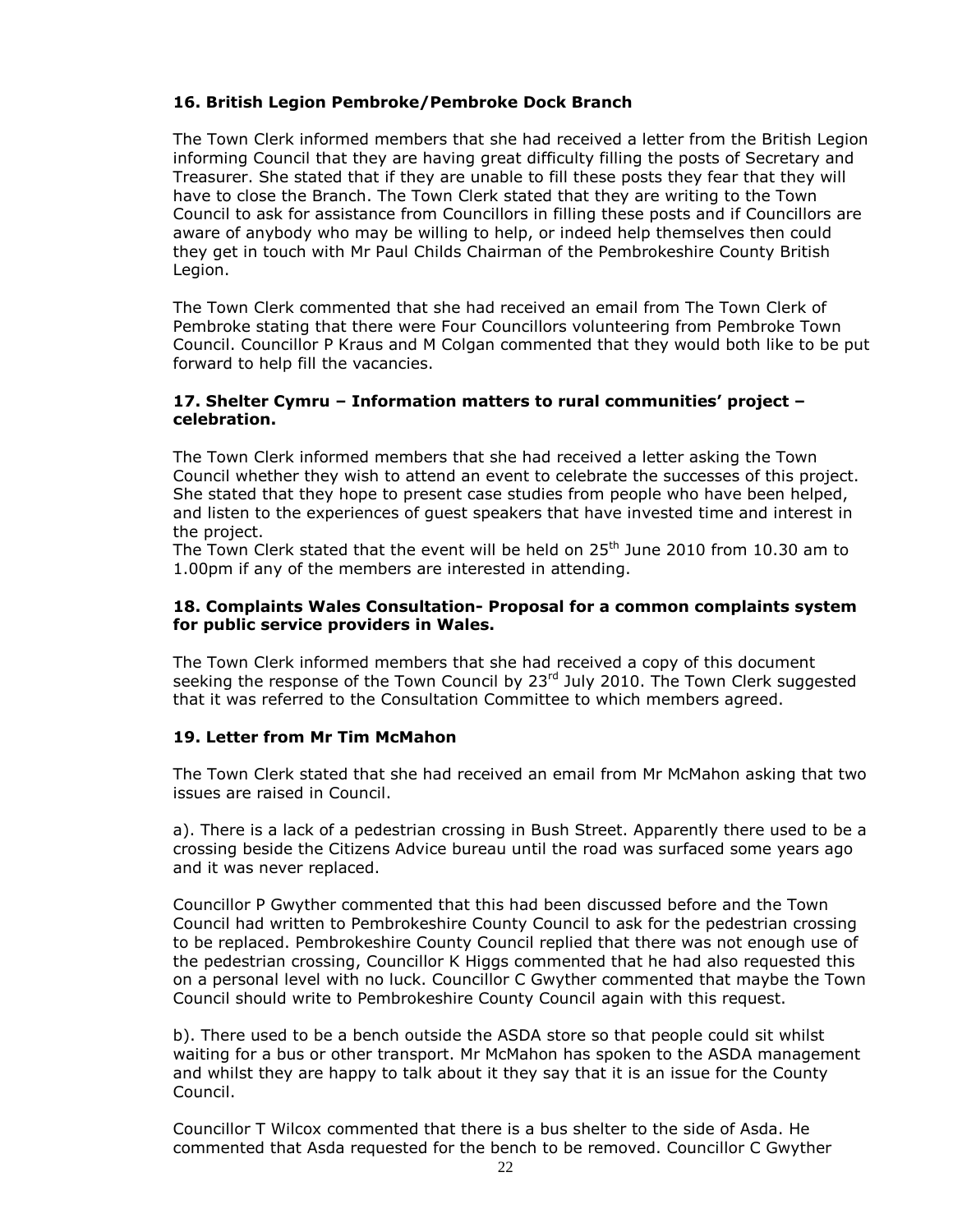### 16. British Legion Pembroke/Pembroke Dock Branch

The Town Clerk informed members that she had received a letter from the British Legion informing Council that they are having great difficulty filling the posts of Secretary and Treasurer. She stated that if they are unable to fill these posts they fear that they will have to close the Branch. The Town Clerk stated that they are writing to the Town Council to ask for assistance from Councillors in filling these posts and if Councillors are aware of anybody who may be willing to help, or indeed help themselves then could they get in touch with Mr Paul Childs Chairman of the Pembrokeshire County British Legion.

The Town Clerk commented that she had received an email from The Town Clerk of Pembroke stating that there were Four Councillors volunteering from Pembroke Town Council. Councillor P Kraus and M Colgan commented that they would both like to be put forward to help fill the vacancies.

### 17. Shelter Cymru – Information matters to rural communities' project – celebration.

The Town Clerk informed members that she had received a letter asking the Town Council whether they wish to attend an event to celebrate the successes of this project. She stated that they hope to present case studies from people who have been helped, and listen to the experiences of guest speakers that have invested time and interest in the project.
The Town Clerk stated that the event will be held on 25th June 2010 from 10.30 am to 1.00pm if any of the members are interested in attending.

### 18. Complaints Wales Consultation- Proposal for a common complaints system for public service providers in Wales.

The Town Clerk informed members that she had received a copy of this document seeking the response of the Town Council by 23rd July 2010. The Town Clerk suggested that it was referred to the Consultation Committee to which members agreed.

### 19. Letter from Mr Tim McMahon

The Town Clerk stated that she had received an email from Mr McMahon asking that two issues are raised in Council.

a). There is a lack of a pedestrian crossing in Bush Street. Apparently there used to be a crossing beside the Citizens Advice bureau until the road was surfaced some years ago and it was never replaced.

Councillor P Gwyther commented that this had been discussed before and the Town Council had written to Pembrokeshire County Council to ask for the pedestrian crossing to be replaced. Pembrokeshire County Council replied that there was not enough use of the pedestrian crossing, Councillor K Higgs commented that he had also requested this on a personal level with no luck. Councillor C Gwyther commented that maybe the Town Council should write to Pembrokeshire County Council again with this request.

b). There used to be a bench outside the ASDA store so that people could sit whilst waiting for a bus or other transport. Mr McMahon has spoken to the ASDA management and whilst they are happy to talk about it they say that it is an issue for the County Council.

Councillor T Wilcox commented that there is a bus shelter to the side of Asda. He commented that Asda requested for the bench to be removed. Councillor C Gwyther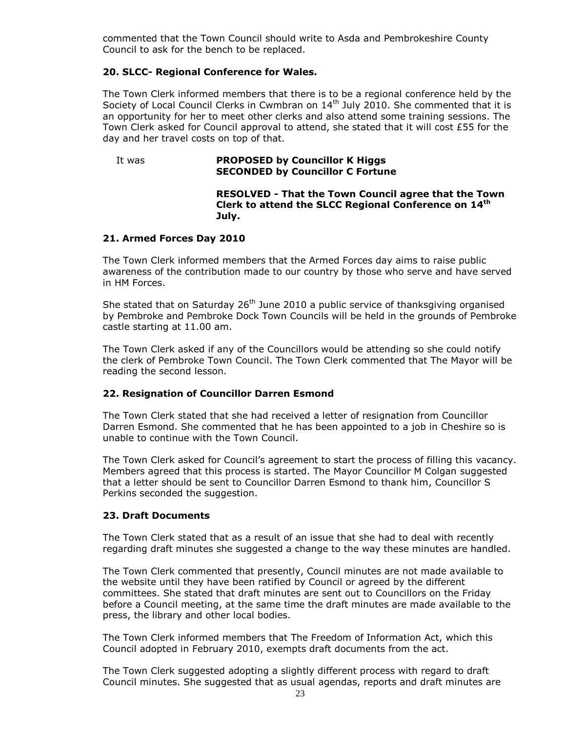commented that the Town Council should write to Asda and Pembrokeshire County Council to ask for the bench to be replaced.

### 20. SLCC- Regional Conference for Wales.

The Town Clerk informed members that there is to be a regional conference held by the Society of Local Council Clerks in Cwmbran on 14th July 2010. She commented that it is an opportunity for her to meet other clerks and also attend some training sessions. The Town Clerk asked for Council approval to attend, she stated that it will cost £55 for the day and her travel costs on top of that.

It was **PROPOSED by Councillor K Higgs**
**SECONDED by Councillor C Fortune**

**RESOLVED - That the Town Council agree that the Town Clerk to attend the SLCC Regional Conference on 14th July.**

### 21. Armed Forces Day 2010

The Town Clerk informed members that the Armed Forces day aims to raise public awareness of the contribution made to our country by those who serve and have served in HM Forces.

She stated that on Saturday 26th June 2010 a public service of thanksgiving organised by Pembroke and Pembroke Dock Town Councils will be held in the grounds of Pembroke castle starting at 11.00 am.

The Town Clerk asked if any of the Councillors would be attending so she could notify the clerk of Pembroke Town Council. The Town Clerk commented that The Mayor will be reading the second lesson.

### 22. Resignation of Councillor Darren Esmond

The Town Clerk stated that she had received a letter of resignation from Councillor Darren Esmond. She commented that he has been appointed to a job in Cheshire so is unable to continue with the Town Council.

The Town Clerk asked for Council's agreement to start the process of filling this vacancy. Members agreed that this process is started. The Mayor Councillor M Colgan suggested that a letter should be sent to Councillor Darren Esmond to thank him, Councillor S Perkins seconded the suggestion.

### 23. Draft Documents

The Town Clerk stated that as a result of an issue that she had to deal with recently regarding draft minutes she suggested a change to the way these minutes are handled.

The Town Clerk commented that presently, Council minutes are not made available to the website until they have been ratified by Council or agreed by the different committees. She stated that draft minutes are sent out to Councillors on the Friday before a Council meeting, at the same time the draft minutes are made available to the press, the library and other local bodies.

The Town Clerk informed members that The Freedom of Information Act, which this Council adopted in February 2010, exempts draft documents from the act.

The Town Clerk suggested adopting a slightly different process with regard to draft Council minutes. She suggested that as usual agendas, reports and draft minutes are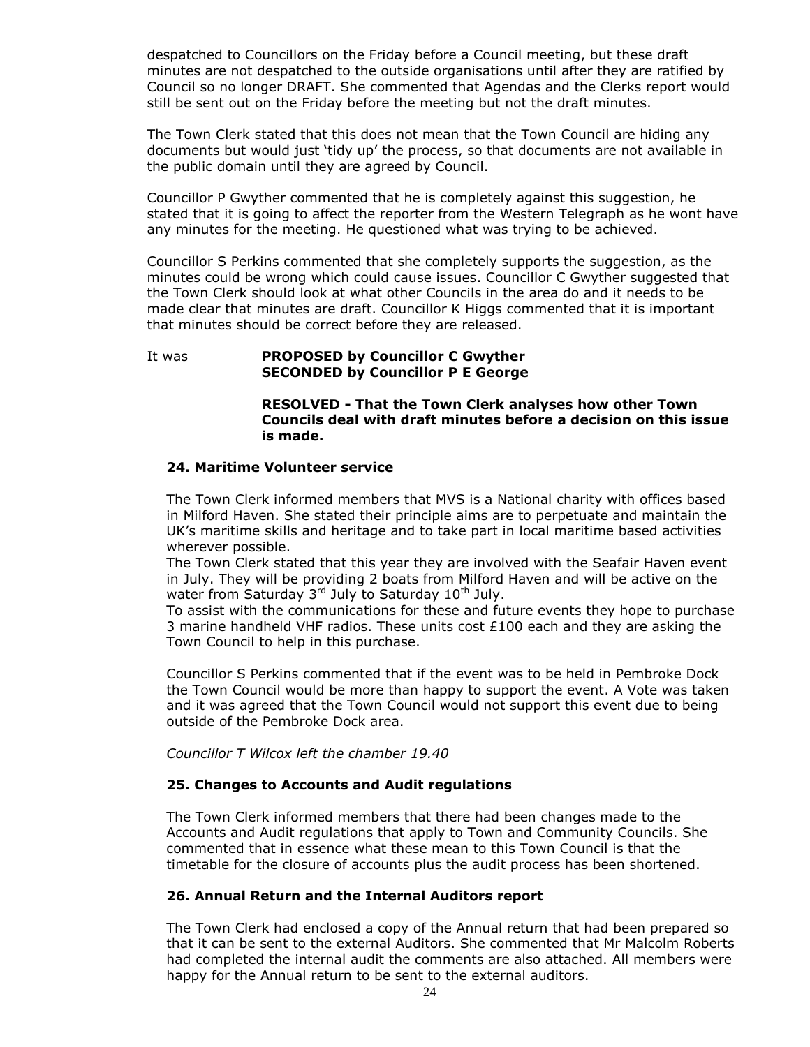despatched to Councillors on the Friday before a Council meeting, but these draft minutes are not despatched to the outside organisations until after they are ratified by Council so no longer DRAFT. She commented that Agendas and the Clerks report would still be sent out on the Friday before the meeting but not the draft minutes.

The Town Clerk stated that this does not mean that the Town Council are hiding any documents but would just 'tidy up' the process, so that documents are not available in the public domain until they are agreed by Council.

Councillor P Gwyther commented that he is completely against this suggestion, he stated that it is going to affect the reporter from the Western Telegraph as he wont have any minutes for the meeting. He questioned what was trying to be achieved.

Councillor S Perkins commented that she completely supports the suggestion, as the minutes could be wrong which could cause issues. Councillor C Gwyther suggested that the Town Clerk should look at what other Councils in the area do and it needs to be made clear that minutes are draft. Councillor K Higgs commented that it is important that minutes should be correct before they are released.

It was **PROPOSED by Councillor C Gwyther**
**SECONDED by Councillor P E George**

**RESOLVED - That the Town Clerk analyses how other Town Councils deal with draft minutes before a decision on this issue is made.**

### 24. Maritime Volunteer service

The Town Clerk informed members that MVS is a National charity with offices based in Milford Haven. She stated their principle aims are to perpetuate and maintain the UK's maritime skills and heritage and to take part in local maritime based activities wherever possible.

The Town Clerk stated that this year they are involved with the Seafair Haven event in July. They will be providing 2 boats from Milford Haven and will be active on the water from Saturday 3rd July to Saturday 10th July.

To assist with the communications for these and future events they hope to purchase 3 marine handheld VHF radios. These units cost £100 each and they are asking the Town Council to help in this purchase.

Councillor S Perkins commented that if the event was to be held in Pembroke Dock the Town Council would be more than happy to support the event. A Vote was taken and it was agreed that the Town Council would not support this event due to being outside of the Pembroke Dock area.

*Councillor T Wilcox left the chamber 19.40*

### 25. Changes to Accounts and Audit regulations

The Town Clerk informed members that there had been changes made to the Accounts and Audit regulations that apply to Town and Community Councils. She commented that in essence what these mean to this Town Council is that the timetable for the closure of accounts plus the audit process has been shortened.

### 26. Annual Return and the Internal Auditors report

The Town Clerk had enclosed a copy of the Annual return that had been prepared so that it can be sent to the external Auditors. She commented that Mr Malcolm Roberts had completed the internal audit the comments are also attached. All members were happy for the Annual return to be sent to the external auditors.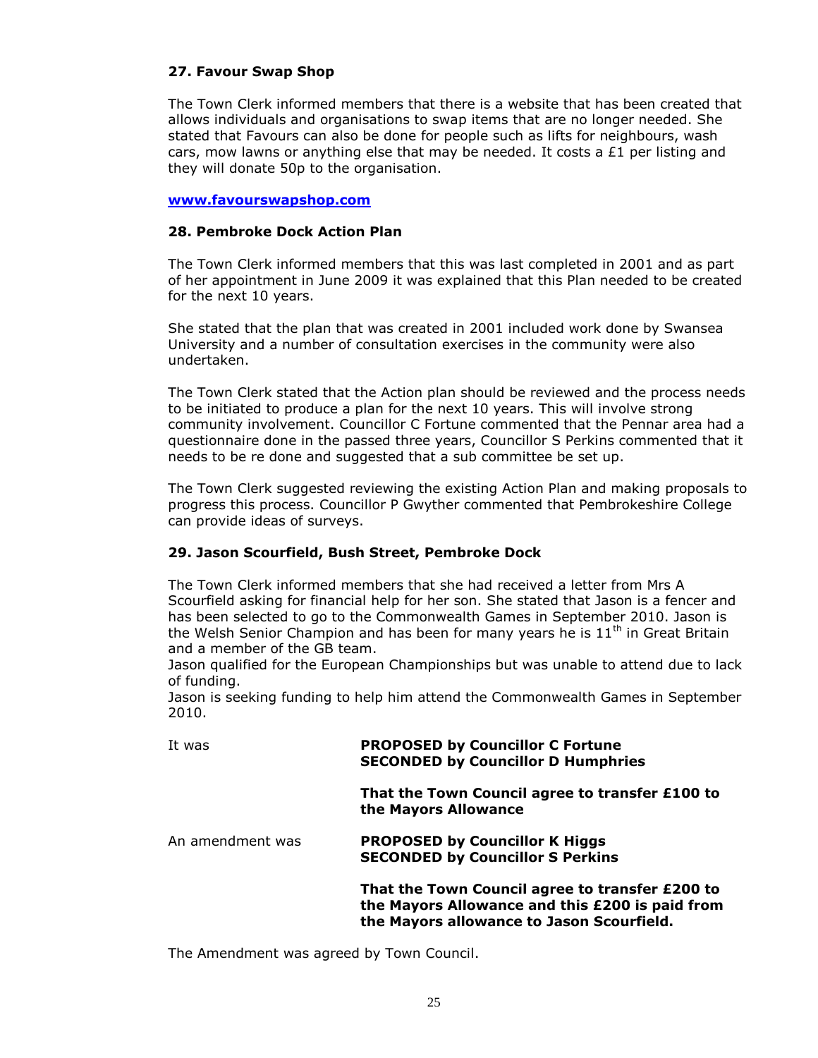### 27. Favour Swap Shop

The Town Clerk informed members that there is a website that has been created that allows individuals and organisations to swap items that are no longer needed. She stated that Favours can also be done for people such as lifts for neighbours, wash cars, mow lawns or anything else that may be needed. It costs a £1 per listing and they will donate 50p to the organisation.

[www.favourswapshop.com](http://www.favourswapshop.com)

### 28. Pembroke Dock Action Plan

The Town Clerk informed members that this was last completed in 2001 and as part of her appointment in June 2009 it was explained that this Plan needed to be created for the next 10 years.

She stated that the plan that was created in 2001 included work done by Swansea University and a number of consultation exercises in the community were also undertaken.

The Town Clerk stated that the Action plan should be reviewed and the process needs to be initiated to produce a plan for the next 10 years. This will involve strong community involvement. Councillor C Fortune commented that the Pennar area had a questionnaire done in the passed three years, Councillor S Perkins commented that it needs to be re done and suggested that a sub committee be set up.

The Town Clerk suggested reviewing the existing Action Plan and making proposals to progress this process. Councillor P Gwyther commented that Pembrokeshire College can provide ideas of surveys.

### 29. Jason Scourfield, Bush Street, Pembroke Dock

The Town Clerk informed members that she had received a letter from Mrs A Scourfield asking for financial help for her son. She stated that Jason is a fencer and has been selected to go to the Commonwealth Games in September 2010. Jason is the Welsh Senior Champion and has been for many years he is 11th in Great Britain and a member of the GB team.
Jason qualified for the European Championships but was unable to attend due to lack of funding.
Jason is seeking funding to help him attend the Commonwealth Games in September 2010.

It was **PROPOSED by Councillor C Fortune**
**SECONDED by Councillor D Humphries**

**That the Town Council agree to transfer £100 to the Mayors Allowance**

An amendment was **PROPOSED by Councillor K Higgs**
**SECONDED by Councillor S Perkins**

**That the Town Council agree to transfer £200 to the Mayors Allowance and this £200 is paid from the Mayors allowance to Jason Scourfield.**

The Amendment was agreed by Town Council.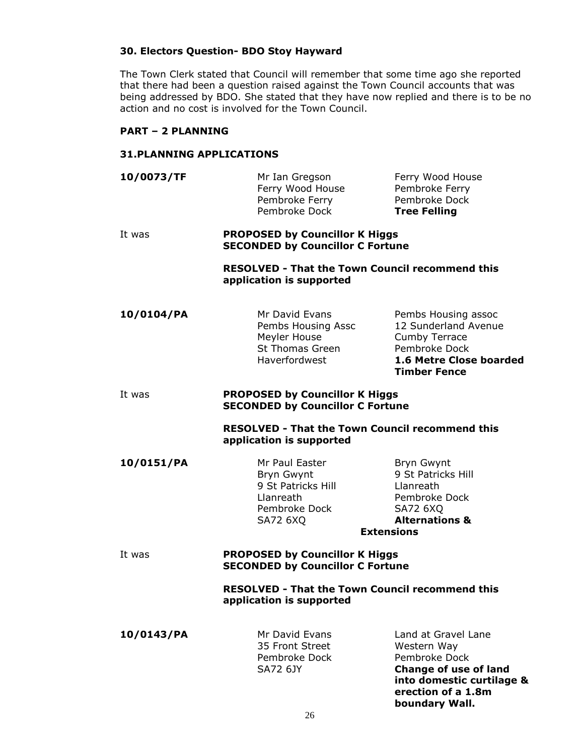**30. Electors Question- BDO Stoy Hayward**

The Town Clerk stated that Council will remember that some time ago she reported that there had been a question raised against the Town Council accounts that was being addressed by BDO. She stated that they have now replied and there is to be no action and no cost is involved for the Town Council.

**PART – 2 PLANNING**

**31.PLANNING APPLICATIONS**

| | | |
|---|---|---|
| **10/0073/TF** | Mr Ian Gregson<br>Ferry Wood House<br>Pembroke Ferry<br>Pembroke Dock | Ferry Wood House<br>Pembroke Ferry<br>Pembroke Dock<br>**Tree Felling** |

It was **PROPOSED by Councillor K Higgs**
**SECONDED by Councillor C Fortune**

**RESOLVED - That the Town Council recommend this application is supported**

| | | |
|---|---|---|
| **10/0104/PA** | Mr David Evans<br>Pembs Housing Assc<br>Meyler House<br>St Thomas Green<br>Haverfordwest | Pembs Housing assoc<br>12 Sunderland Avenue<br>Cumby Terrace<br>Pembroke Dock<br>**1.6 Metre Close boarded Timber Fence** |

It was **PROPOSED by Councillor K Higgs**
**SECONDED by Councillor C Fortune**

**RESOLVED - That the Town Council recommend this application is supported**

| | | |
|---|---|---|
| **10/0151/PA** | Mr Paul Easter<br>Bryn Gwynt<br>9 St Patricks Hill<br>Llanreath<br>Pembroke Dock<br>SA72 6XQ | Bryn Gwynt<br>9 St Patricks Hill<br>Llanreath<br>Pembroke Dock<br>SA72 6XQ<br>**Alternations & Extensions** |

It was **PROPOSED by Councillor K Higgs**
**SECONDED by Councillor C Fortune**

**RESOLVED - That the Town Council recommend this application is supported**

| | | |
|---|---|---|
| **10/0143/PA** | Mr David Evans<br>35 Front Street<br>Pembroke Dock<br>SA72 6JY | Land at Gravel Lane<br>Western Way<br>Pembroke Dock<br>**Change of use of land into domestic curtilage & erection of a 1.8m boundary Wall.** |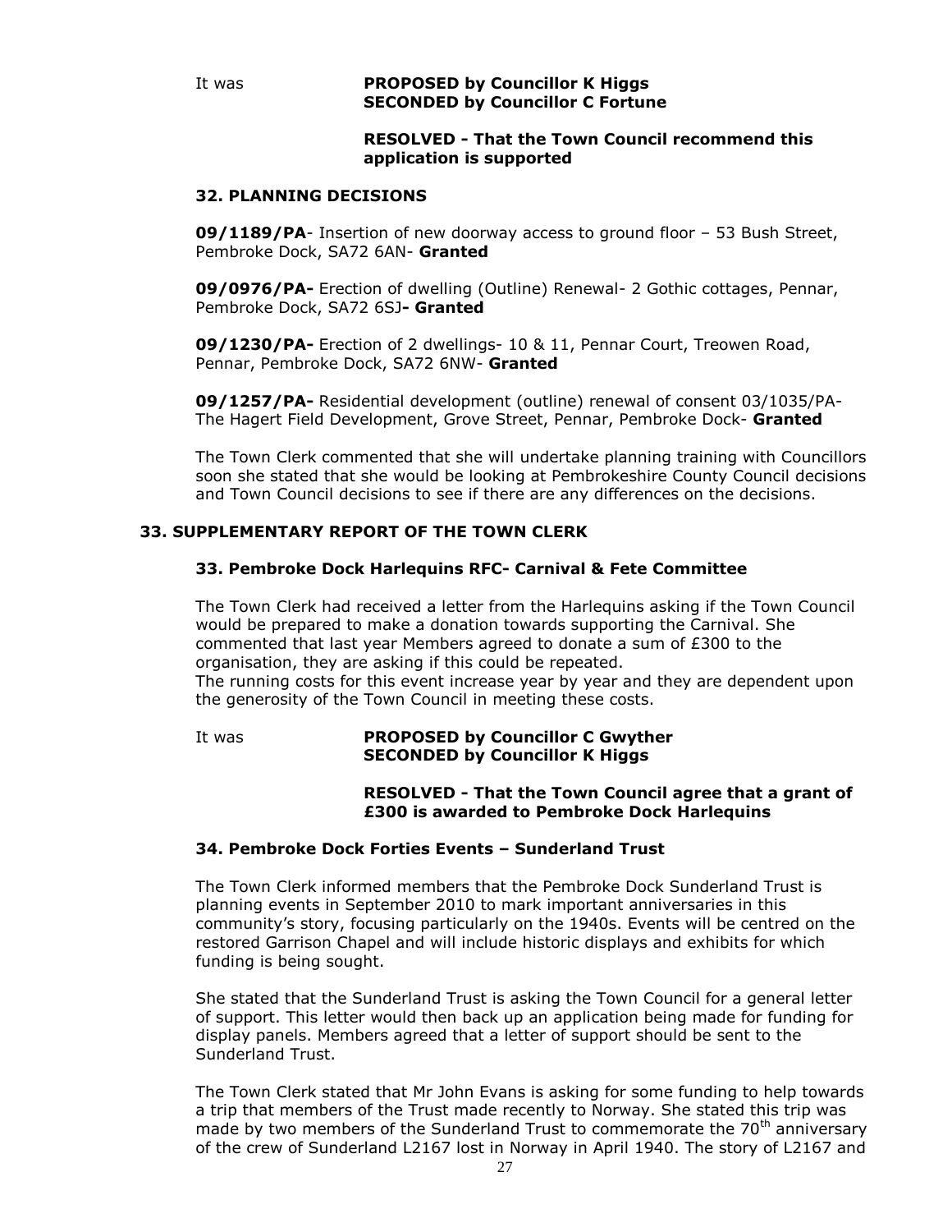It was **PROPOSED by Councillor K Higgs**
**SECONDED by Councillor C Fortune**

**RESOLVED - That the Town Council recommend this application is supported**

### 32. PLANNING DECISIONS

**09/1189/PA**- Insertion of new doorway access to ground floor – 53 Bush Street, Pembroke Dock, SA72 6AN- **Granted**

**09/0976/PA-** Erection of dwelling (Outline) Renewal- 2 Gothic cottages, Pennar, Pembroke Dock, SA72 6SJ**- Granted**

**09/1230/PA-** Erection of 2 dwellings- 10 & 11, Pennar Court, Treowen Road, Pennar, Pembroke Dock, SA72 6NW- **Granted**

**09/1257/PA-** Residential development (outline) renewal of consent 03/1035/PA- The Hagert Field Development, Grove Street, Pennar, Pembroke Dock- **Granted**

The Town Clerk commented that she will undertake planning training with Councillors soon she stated that she would be looking at Pembrokeshire County Council decisions and Town Council decisions to see if there are any differences on the decisions.

## 33. SUPPLEMENTARY REPORT OF THE TOWN CLERK

### 33. Pembroke Dock Harlequins RFC- Carnival & Fete Committee

The Town Clerk had received a letter from the Harlequins asking if the Town Council would be prepared to make a donation towards supporting the Carnival. She commented that last year Members agreed to donate a sum of £300 to the organisation, they are asking if this could be repeated.
The running costs for this event increase year by year and they are dependent upon the generosity of the Town Council in meeting these costs.

It was **PROPOSED by Councillor C Gwyther**
**SECONDED by Councillor K Higgs**

**RESOLVED - That the Town Council agree that a grant of £300 is awarded to Pembroke Dock Harlequins**

### 34. Pembroke Dock Forties Events – Sunderland Trust

The Town Clerk informed members that the Pembroke Dock Sunderland Trust is planning events in September 2010 to mark important anniversaries in this community's story, focusing particularly on the 1940s. Events will be centred on the restored Garrison Chapel and will include historic displays and exhibits for which funding is being sought.

She stated that the Sunderland Trust is asking the Town Council for a general letter of support. This letter would then back up an application being made for funding for display panels. Members agreed that a letter of support should be sent to the Sunderland Trust.

The Town Clerk stated that Mr John Evans is asking for some funding to help towards a trip that members of the Trust made recently to Norway. She stated this trip was made by two members of the Sunderland Trust to commemorate the 70th anniversary of the crew of Sunderland L2167 lost in Norway in April 1940. The story of L2167 and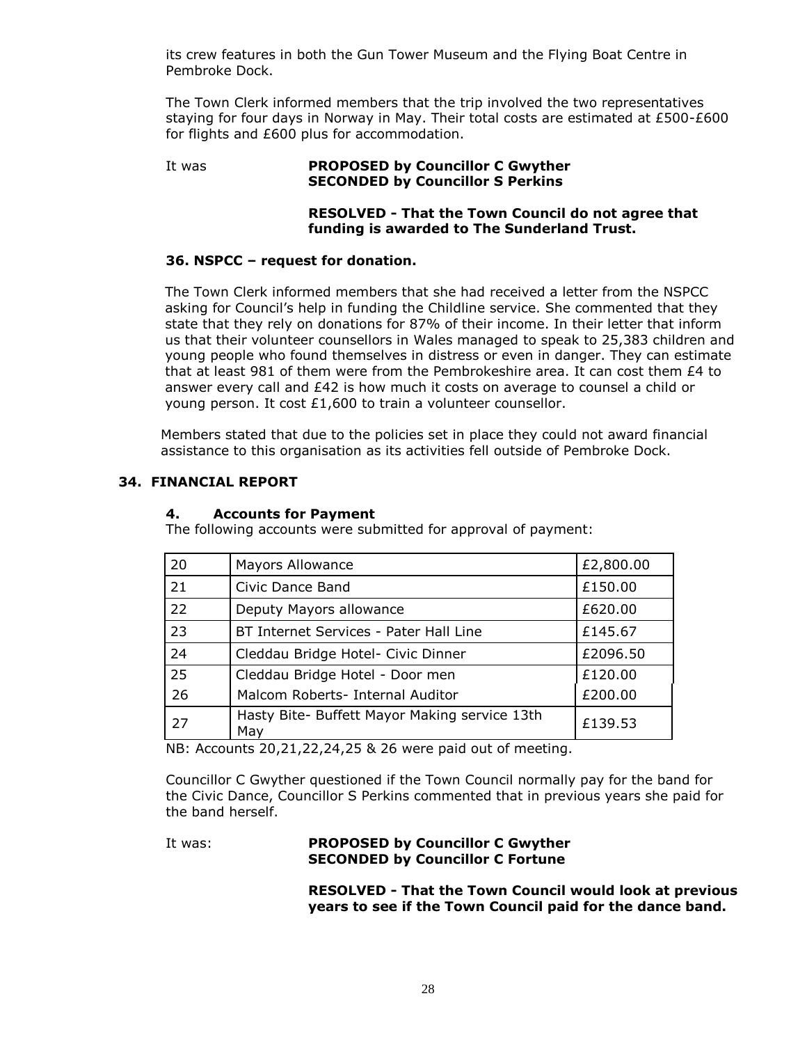its crew features in both the Gun Tower Museum and the Flying Boat Centre in Pembroke Dock.

The Town Clerk informed members that the trip involved the two representatives staying for four days in Norway in May. Their total costs are estimated at £500-£600 for flights and £600 plus for accommodation.

It was **PROPOSED by Councillor C Gwyther**
**SECONDED by Councillor S Perkins**

**RESOLVED - That the Town Council do not agree that funding is awarded to The Sunderland Trust.**

### 36. NSPCC – request for donation.

The Town Clerk informed members that she had received a letter from the NSPCC asking for Council's help in funding the Childline service. She commented that they state that they rely on donations for 87% of their income. In their letter that inform us that their volunteer counsellors in Wales managed to speak to 25,383 children and young people who found themselves in distress or even in danger. They can estimate that at least 981 of them were from the Pembrokeshire area. It can cost them £4 to answer every call and £42 is how much it costs on average to counsel a child or young person. It cost £1,600 to train a volunteer counsellor.

Members stated that due to the policies set in place they could not award financial assistance to this organisation as its activities fell outside of Pembroke Dock.

## 34. FINANCIAL REPORT

### 4. Accounts for Payment

The following accounts were submitted for approval of payment:

| | | |
|---|---|---|
| 20 | Mayors Allowance | £2,800.00 |
| 21 | Civic Dance Band | £150.00 |
| 22 | Deputy Mayors allowance | £620.00 |
| 23 | BT Internet Services - Pater Hall Line | £145.67 |
| 24 | Cleddau Bridge Hotel- Civic Dinner | £2096.50 |
| 25 | Cleddau Bridge Hotel - Door men | £120.00 |
| 26 | Malcom Roberts- Internal Auditor | £200.00 |
| 27 | Hasty Bite- Buffett Mayor Making service 13th May | £139.53 |

NB: Accounts 20,21,22,24,25 & 26 were paid out of meeting.

Councillor C Gwyther questioned if the Town Council normally pay for the band for the Civic Dance, Councillor S Perkins commented that in previous years she paid for the band herself.

It was: **PROPOSED by Councillor C Gwyther**
**SECONDED by Councillor C Fortune**

**RESOLVED - That the Town Council would look at previous years to see if the Town Council paid for the dance band.**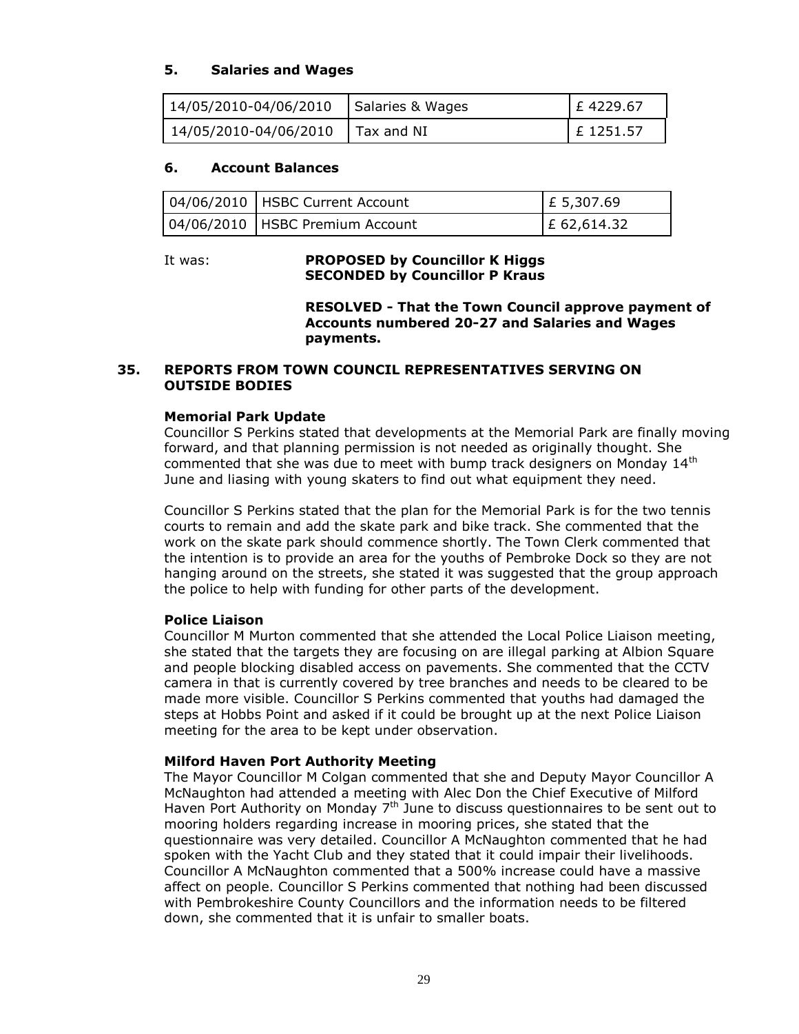### 5. Salaries and Wages

| 14/05/2010-04/06/2010 | Salaries & Wages | £ 4229.67 |
|---|---|---|
| 14/05/2010-04/06/2010 | Tax and NI | £ 1251.57 |

### 6. Account Balances

| 04/06/2010 | HSBC Current Account | £ 5,307.69 |
|---|---|---|
| 04/06/2010 | HSBC Premium Account | £ 62,614.32 |

It was: **PROPOSED by Councillor K Higgs**
**SECONDED by Councillor P Kraus**

**RESOLVED - That the Town Council approve payment of Accounts numbered 20-27 and Salaries and Wages payments.**

## 35. REPORTS FROM TOWN COUNCIL REPRESENTATIVES SERVING ON OUTSIDE BODIES

**Memorial Park Update**

Councillor S Perkins stated that developments at the Memorial Park are finally moving forward, and that planning permission is not needed as originally thought. She commented that she was due to meet with bump track designers on Monday 14th June and liasing with young skaters to find out what equipment they need.

Councillor S Perkins stated that the plan for the Memorial Park is for the two tennis courts to remain and add the skate park and bike track. She commented that the work on the skate park should commence shortly. The Town Clerk commented that the intention is to provide an area for the youths of Pembroke Dock so they are not hanging around on the streets, she stated it was suggested that the group approach the police to help with funding for other parts of the development.

**Police Liaison**

Councillor M Murton commented that she attended the Local Police Liaison meeting, she stated that the targets they are focusing on are illegal parking at Albion Square and people blocking disabled access on pavements. She commented that the CCTV camera in that is currently covered by tree branches and needs to be cleared to be made more visible. Councillor S Perkins commented that youths had damaged the steps at Hobbs Point and asked if it could be brought up at the next Police Liaison meeting for the area to be kept under observation.

**Milford Haven Port Authority Meeting**

The Mayor Councillor M Colgan commented that she and Deputy Mayor Councillor A McNaughton had attended a meeting with Alec Don the Chief Executive of Milford Haven Port Authority on Monday 7th June to discuss questionnaires to be sent out to mooring holders regarding increase in mooring prices, she stated that the questionnaire was very detailed. Councillor A McNaughton commented that he had spoken with the Yacht Club and they stated that it could impair their livelihoods. Councillor A McNaughton commented that a 500% increase could have a massive affect on people. Councillor S Perkins commented that nothing had been discussed with Pembrokeshire County Councillors and the information needs to be filtered down, she commented that it is unfair to smaller boats.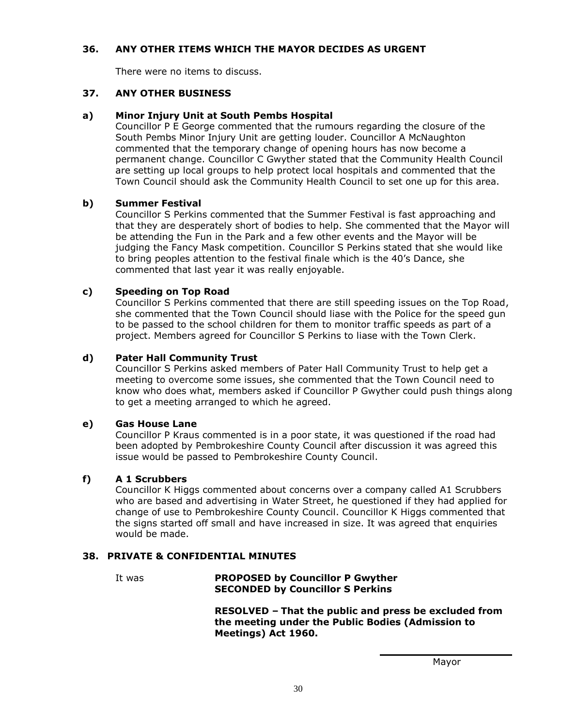## 36. ANY OTHER ITEMS WHICH THE MAYOR DECIDES AS URGENT

There were no items to discuss.

## 37. ANY OTHER BUSINESS

### a) Minor Injury Unit at South Pembs Hospital

Councillor P E George commented that the rumours regarding the closure of the South Pembs Minor Injury Unit are getting louder. Councillor A McNaughton commented that the temporary change of opening hours has now become a permanent change. Councillor C Gwyther stated that the Community Health Council are setting up local groups to help protect local hospitals and commented that the Town Council should ask the Community Health Council to set one up for this area.

### b) Summer Festival

Councillor S Perkins commented that the Summer Festival is fast approaching and that they are desperately short of bodies to help. She commented that the Mayor will be attending the Fun in the Park and a few other events and the Mayor will be judging the Fancy Mask competition. Councillor S Perkins stated that she would like to bring peoples attention to the festival finale which is the 40's Dance, she commented that last year it was really enjoyable.

### c) Speeding on Top Road

Councillor S Perkins commented that there are still speeding issues on the Top Road, she commented that the Town Council should liase with the Police for the speed gun to be passed to the school children for them to monitor traffic speeds as part of a project. Members agreed for Councillor S Perkins to liase with the Town Clerk.

### d) Pater Hall Community Trust

Councillor S Perkins asked members of Pater Hall Community Trust to help get a meeting to overcome some issues, she commented that the Town Council need to know who does what, members asked if Councillor P Gwyther could push things along to get a meeting arranged to which he agreed.

### e) Gas House Lane

Councillor P Kraus commented is in a poor state, it was questioned if the road had been adopted by Pembrokeshire County Council after discussion it was agreed this issue would be passed to Pembrokeshire County Council.

### f) A 1 Scrubbers

Councillor K Higgs commented about concerns over a company called A1 Scrubbers who are based and advertising in Water Street, he questioned if they had applied for change of use to Pembrokeshire County Council. Councillor K Higgs commented that the signs started off small and have increased in size. It was agreed that enquiries would be made.

## 38. PRIVATE & CONFIDENTIAL MINUTES

It was **PROPOSED by Councillor P Gwyther**
**SECONDED by Councillor S Perkins**

**RESOLVED – That the public and press be excluded from the meeting under the Public Bodies (Admission to Meetings) Act 1960.**

Mayor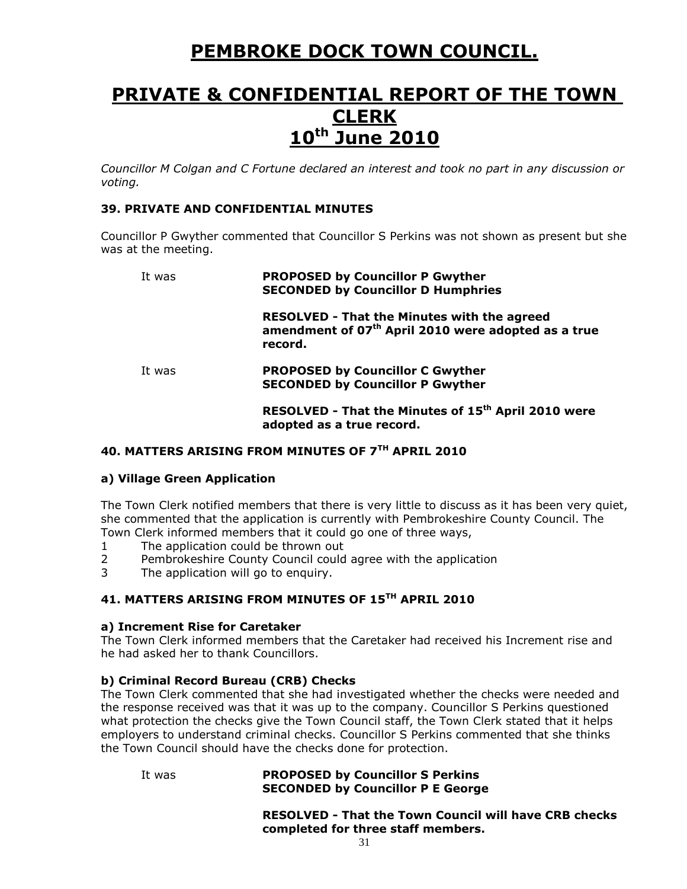# PEMBROKE DOCK TOWN COUNCIL.

# PRIVATE & CONFIDENTIAL REPORT OF THE TOWN CLERK 10th June 2010

*Councillor M Colgan and C Fortune declared an interest and took no part in any discussion or voting.*

### 39. PRIVATE AND CONFIDENTIAL MINUTES

Councillor P Gwyther commented that Councillor S Perkins was not shown as present but she was at the meeting.

It was **PROPOSED by Councillor P Gwyther**
**SECONDED by Councillor D Humphries**

**RESOLVED - That the Minutes with the agreed amendment of 07th April 2010 were adopted as a true record.**

It was **PROPOSED by Councillor C Gwyther**
**SECONDED by Councillor P Gwyther**

**RESOLVED - That the Minutes of 15th April 2010 were adopted as a true record.**

### 40. MATTERS ARISING FROM MINUTES OF 7TH APRIL 2010

#### a) Village Green Application

The Town Clerk notified members that there is very little to discuss as it has been very quiet, she commented that the application is currently with Pembrokeshire County Council. The Town Clerk informed members that it could go one of three ways,

1. The application could be thrown out
2. Pembrokeshire County Council could agree with the application
3. The application will go to enquiry.

### 41. MATTERS ARISING FROM MINUTES OF 15TH APRIL 2010

#### a) Increment Rise for Caretaker

The Town Clerk informed members that the Caretaker had received his Increment rise and he had asked her to thank Councillors.

#### b) Criminal Record Bureau (CRB) Checks

The Town Clerk commented that she had investigated whether the checks were needed and the response received was that it was up to the company. Councillor S Perkins questioned what protection the checks give the Town Council staff, the Town Clerk stated that it helps employers to understand criminal checks. Councillor S Perkins commented that she thinks the Town Council should have the checks done for protection.

It was **PROPOSED by Councillor S Perkins**
**SECONDED by Councillor P E George**

**RESOLVED - That the Town Council will have CRB checks completed for three staff members.**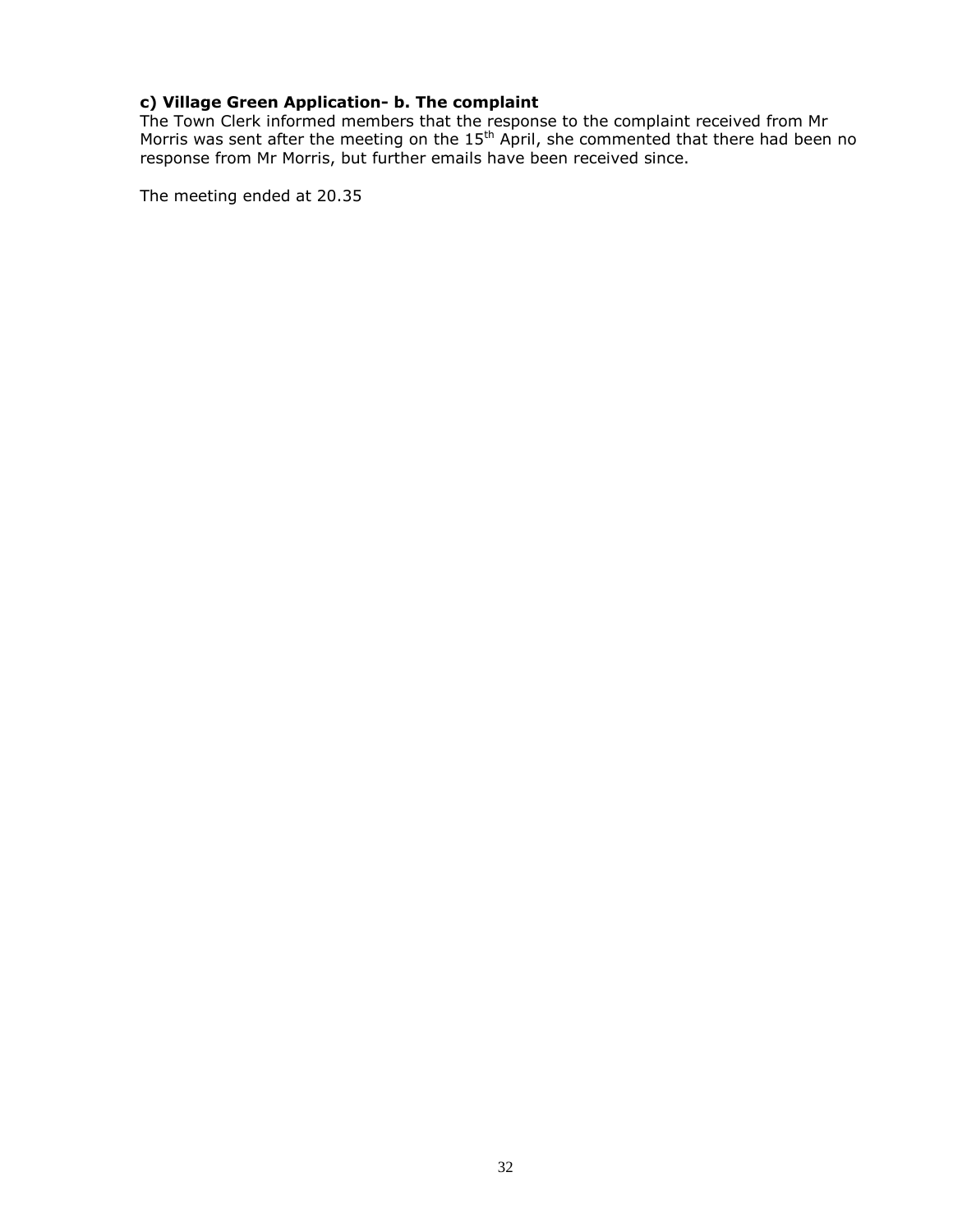**c) Village Green Application- b. The complaint**
The Town Clerk informed members that the response to the complaint received from Mr Morris was sent after the meeting on the 15th April, she commented that there had been no response from Mr Morris, but further emails have been received since.

The meeting ended at 20.35